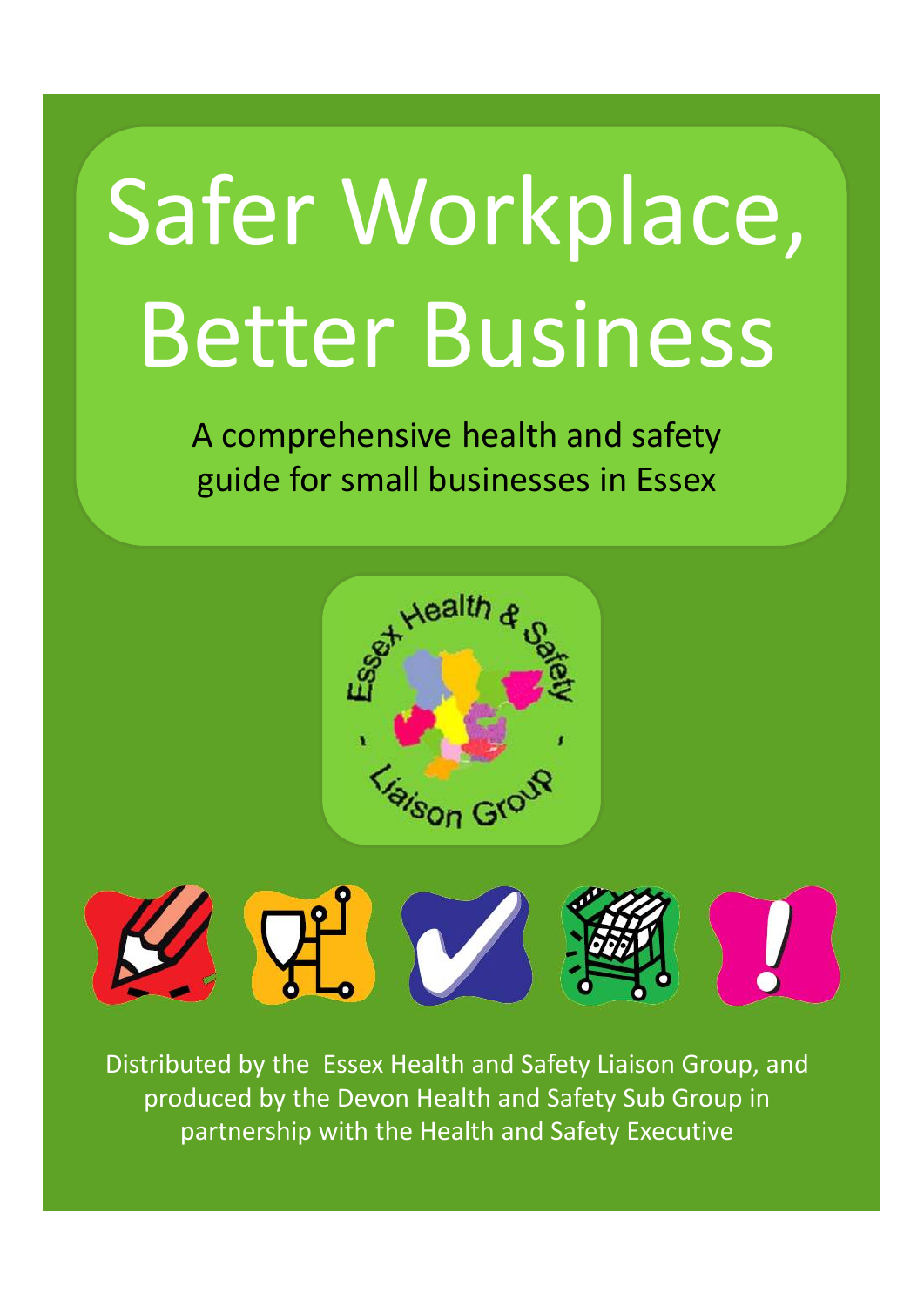# Safer Workplace, Better Business

A comprehensive health and safety guide for small businesses in Essex

Distributed by the Essex Health and Safety Liaison Group, and produced by the Devon Health and Safety Sub Group in partnership with the Health and Safety Executive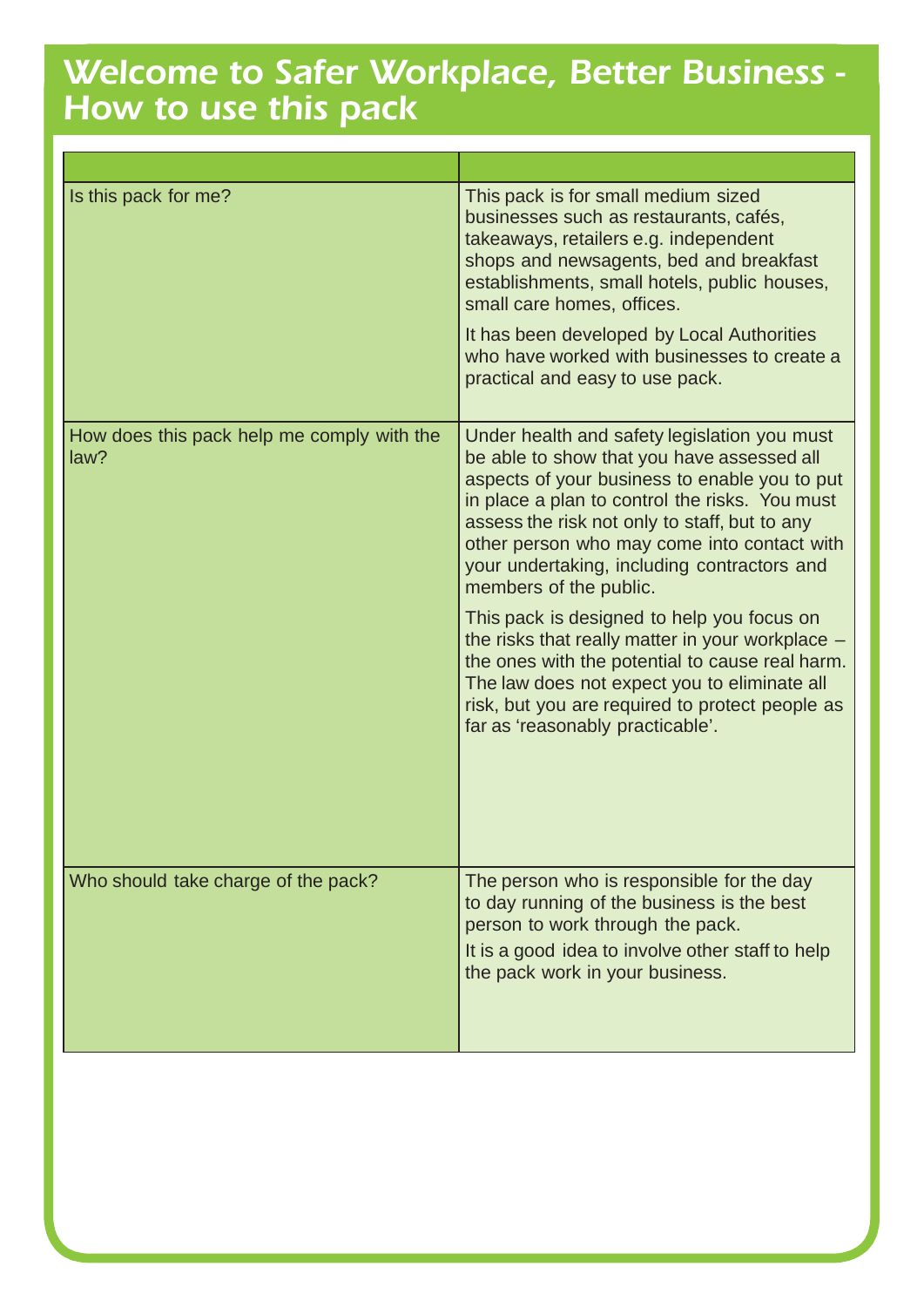# Welcome to Safer Workplace, Better Business - How to use this pack

| | |
|---|---|
| Is this pack for me? | This pack is for small medium sized businesses such as restaurants, cafés, takeaways, retailers e.g. independent shops and newsagents, bed and breakfast establishments, small hotels, public houses, small care homes, offices.<br><br>It has been developed by Local Authorities who have worked with businesses to create a practical and easy to use pack. |
| How does this pack help me comply with the law? | Under health and safety legislation you must be able to show that you have assessed all aspects of your business to enable you to put in place a plan to control the risks. You must assess the risk not only to staff, but to any other person who may come into contact with your undertaking, including contractors and members of the public.<br><br>This pack is designed to help you focus on the risks that really matter in your workplace – the ones with the potential to cause real harm. The law does not expect you to eliminate all risk, but you are required to protect people as far as 'reasonably practicable'. |
| Who should take charge of the pack? | The person who is responsible for the day to day running of the business is the best person to work through the pack.<br><br>It is a good idea to involve other staff to help the pack work in your business. |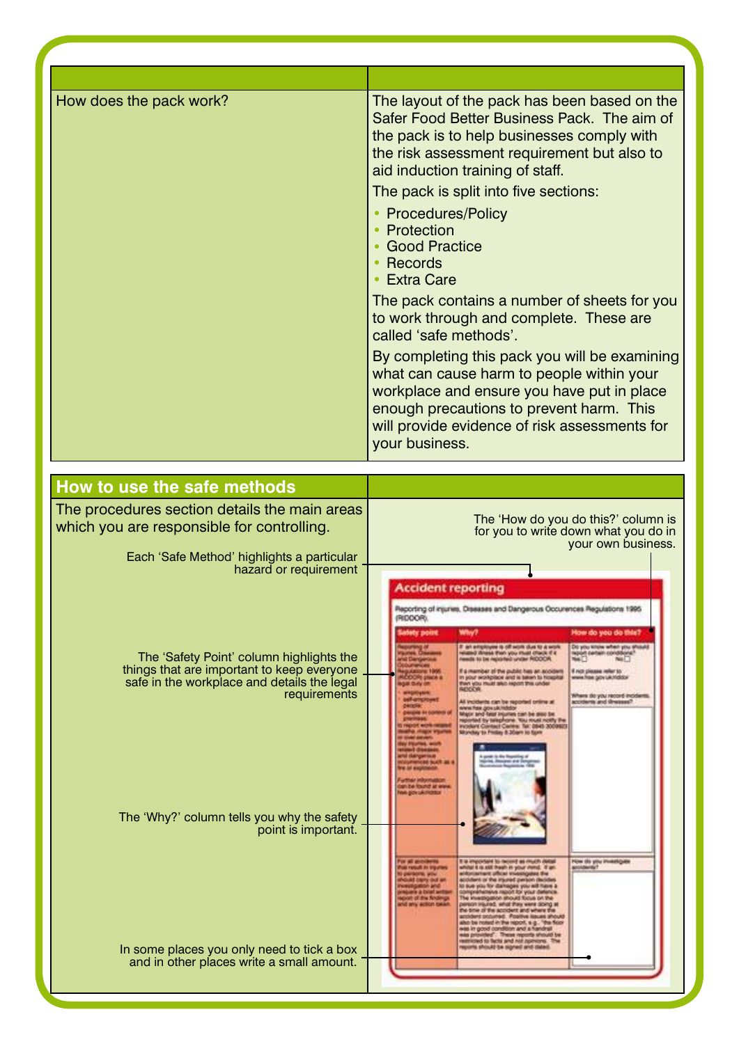| | |
|---|---|
| How does the pack work? | The layout of the pack has been based on the Safer Food Better Business Pack. The aim of the pack is to help businesses comply with the risk assessment requirement but also to aid induction training of staff.<br>The pack is split into five sections:<br>• Procedures/Policy<br>• Protection<br>• Good Practice<br>• Records<br>• Extra Care<br>The pack contains a number of sheets for you to work through and complete. These are called 'safe methods'.<br>By completing this pack you will be examining what can cause harm to people within your workplace and ensure you have put in place enough precautions to prevent harm. This will provide evidence of risk assessments for your business. |

## How to use the safe methods

The procedures section details the main areas which you are responsible for controlling.

The 'How do you do this?' column is for you to write down what you do in your own business.

Each 'Safe Method' highlights a particular hazard or requirement

The 'Safety Point' column highlights the things that are important to keep everyone safe in the workplace and details the legal requirements

The 'Why?' column tells you why the safety point is important.

In some places you only need to tick a box and in other places write a small amount.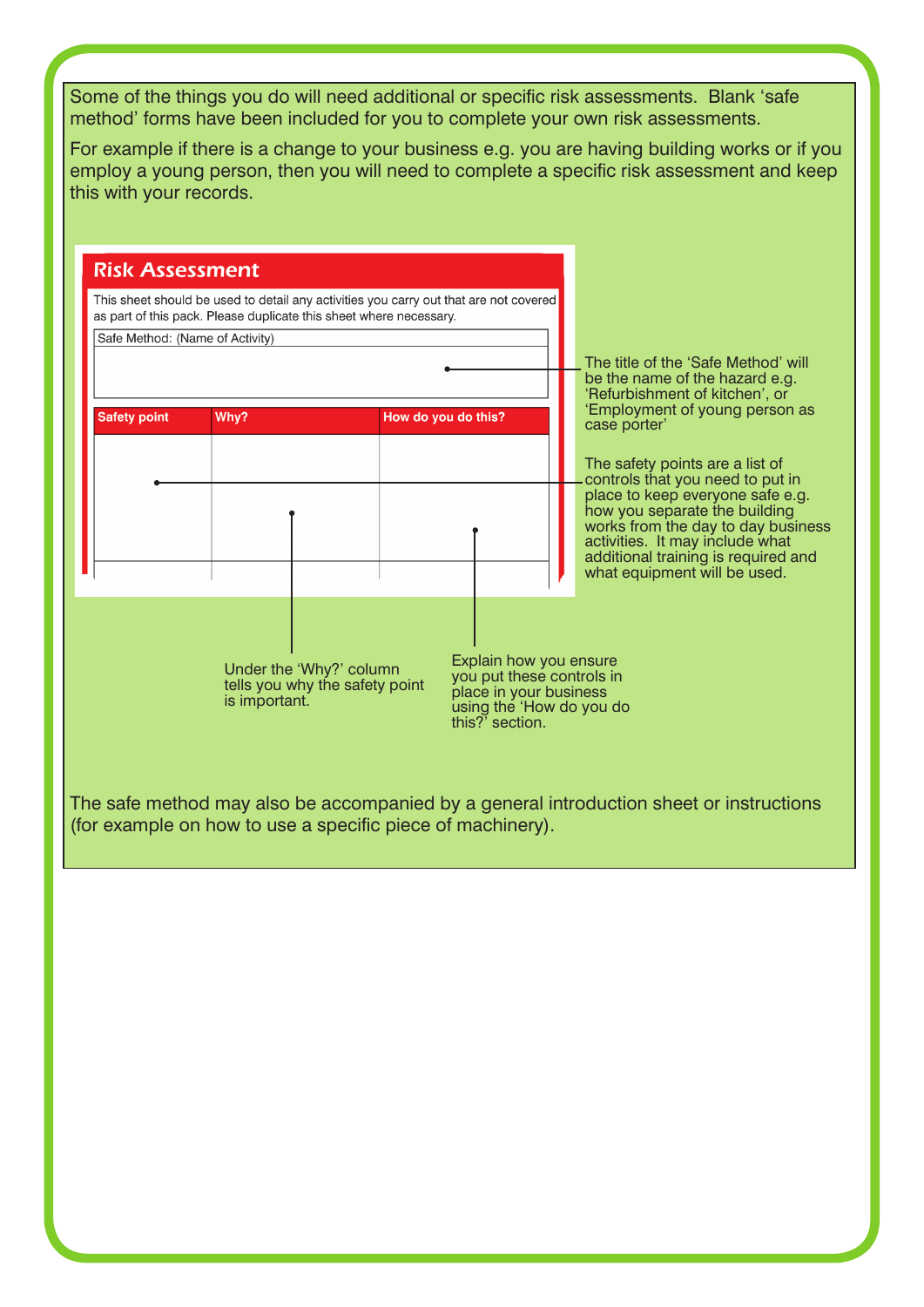Some of the things you do will need additional or specific risk assessments. Blank 'safe method' forms have been included for you to complete your own risk assessments.

For example if there is a change to your business e.g. you are having building works or if you employ a young person, then you will need to complete a specific risk assessment and keep this with your records.

## Risk Assessment

This sheet should be used to detail any activities you carry out that are not covered as part of this pack. Please duplicate this sheet where necessary.

Safe Method: (Name of Activity)

| Safety point | Why? | How do you do this? |
| --- | --- | --- |
| | | |

The title of the 'Safe Method' will be the name of the hazard e.g. 'Refurbishment of kitchen', or 'Employment of young person as case porter'

The safety points are a list of controls that you need to put in place to keep everyone safe e.g. how you separate the building works from the day to day business activities. It may include what additional training is required and what equipment will be used.

Under the 'Why?' column tells you why the safety point is important.

Explain how you ensure you put these controls in place in your business using the 'How do you do this?' section.

The safe method may also be accompanied by a general introduction sheet or instructions (for example on how to use a specific piece of machinery).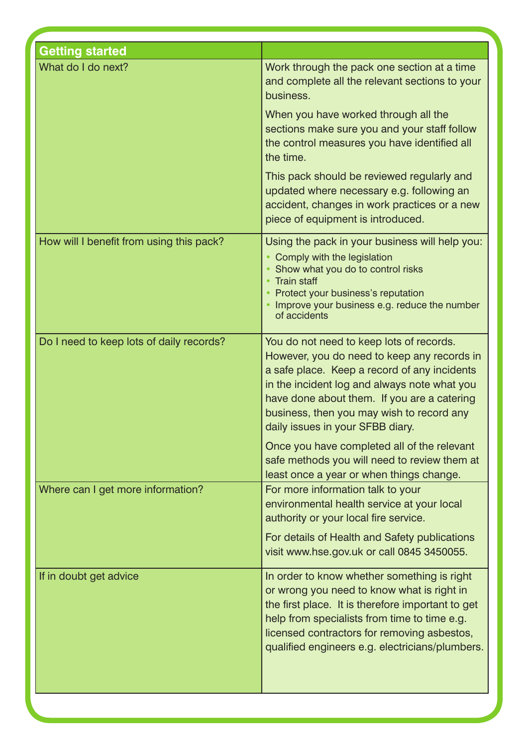| Getting started | |
|---|---|
| What do I do next? | Work through the pack one section at a time and complete all the relevant sections to your business.<br><br>When you have worked through all the sections make sure you and your staff follow the control measures you have identified all the time.<br><br>This pack should be reviewed regularly and updated where necessary e.g. following an accident, changes in work practices or a new piece of equipment is introduced. |
| How will I benefit from using this pack? | Using the pack in your business will help you:<br>• Comply with the legislation<br>• Show what you do to control risks<br>• Train staff<br>• Protect your business's reputation<br>• Improve your business e.g. reduce the number of accidents |
| Do I need to keep lots of daily records? | You do not need to keep lots of records. However, you do need to keep any records in a safe place. Keep a record of any incidents in the incident log and always note what you have done about them. If you are a catering business, then you may wish to record any daily issues in your SFBB diary.<br><br>Once you have completed all of the relevant safe methods you will need to review them at least once a year or when things change. |
| Where can I get more information? | For more information talk to your environmental health service at your local authority or your local fire service.<br><br>For details of Health and Safety publications visit www.hse.gov.uk or call 0845 3450055. |
| If in doubt get advice | In order to know whether something is right or wrong you need to know what is right in the first place. It is therefore important to get help from specialists from time to time e.g. licensed contractors for removing asbestos, qualified engineers e.g. electricians/plumbers. |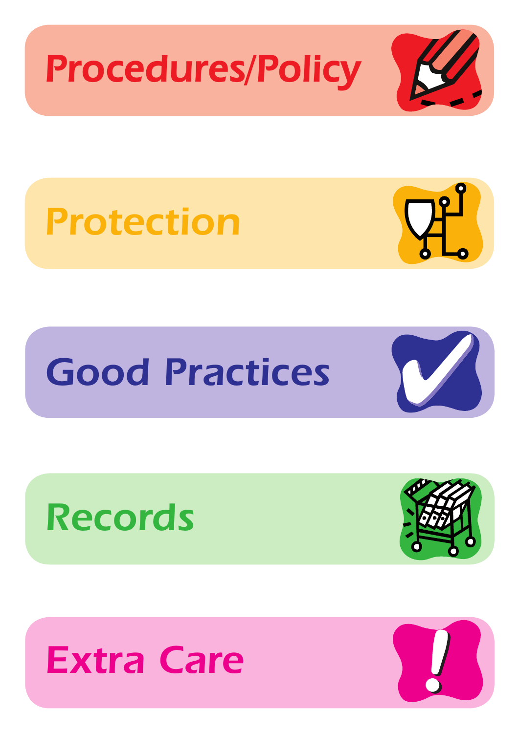Procedures/Policy

Protection

Good Practices

Records

Extra Care